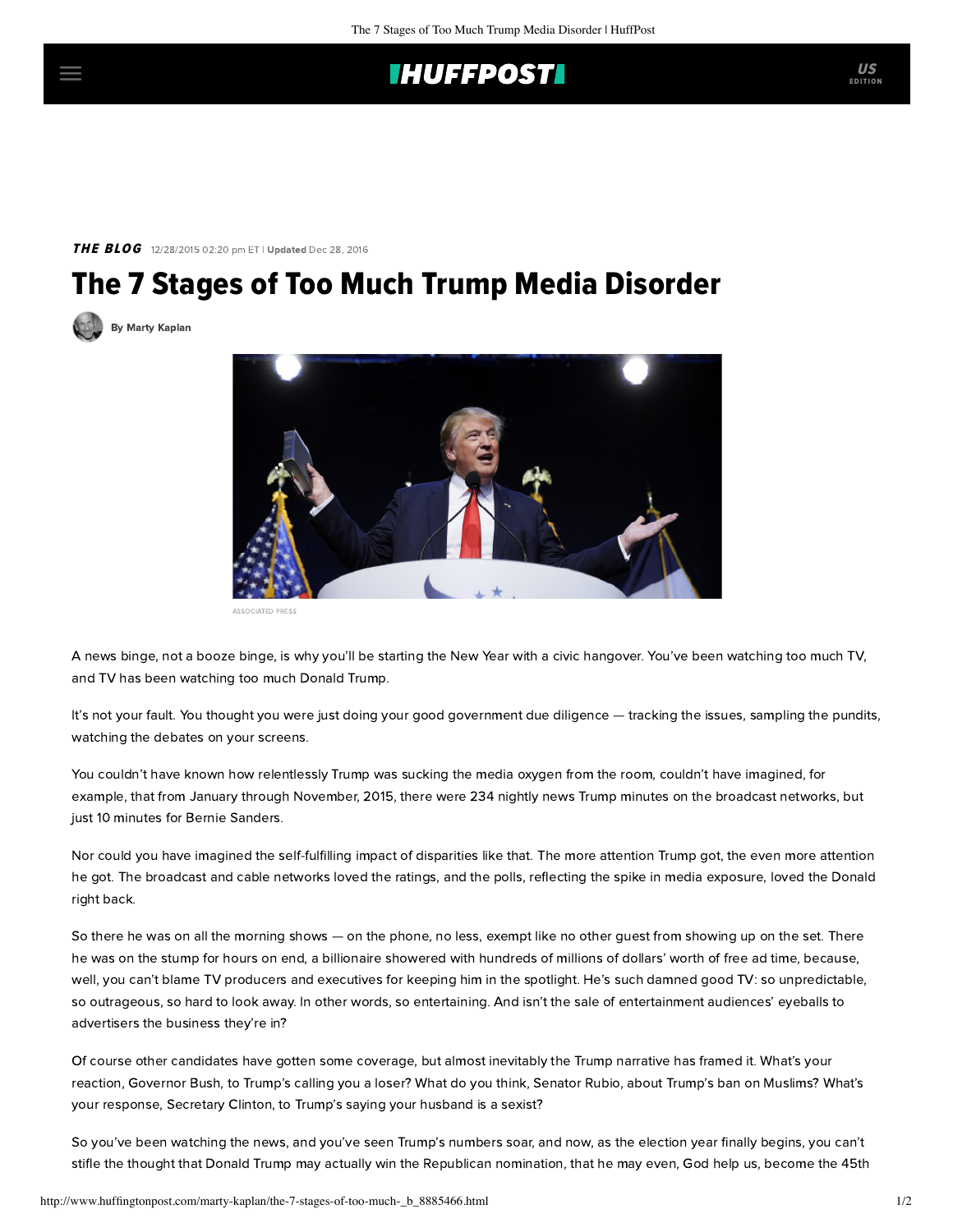**THE BLOG** 12/28/2015 02:20 pm ET | **Updated** Dec 28, 2016

# The 7 Stages of Too Much Trump Media Disorder

By Marty Kaplan

ASSOCIATED PRESS

A news binge, not a booze binge, is why you'll be starting the New Year with a civic hangover. You've been watching too much TV, and TV has been watching too much Donald Trump.

It's not your fault. You thought you were just doing your good government due diligence — tracking the issues, sampling the pundits, watching the debates on your screens.

You couldn't have known how relentlessly Trump was sucking the media oxygen from the room, couldn't have imagined, for example, that from January through November, 2015, there were 234 nightly news Trump minutes on the broadcast networks, but just 10 minutes for Bernie Sanders.

Nor could you have imagined the self-fulfilling impact of disparities like that. The more attention Trump got, the even more attention he got. The broadcast and cable networks loved the ratings, and the polls, reflecting the spike in media exposure, loved the Donald right back.

So there he was on all the morning shows — on the phone, no less, exempt like no other guest from showing up on the set. There he was on the stump for hours on end, a billionaire showered with hundreds of millions of dollars' worth of free ad time, because, well, you can't blame TV producers and executives for keeping him in the spotlight. He's such damned good TV: so unpredictable, so outrageous, so hard to look away. In other words, so entertaining. And isn't the sale of entertainment audiences' eyeballs to advertisers the business they're in?

Of course other candidates have gotten some coverage, but almost inevitably the Trump narrative has framed it. What's your reaction, Governor Bush, to Trump's calling you a loser? What do you think, Senator Rubio, about Trump's ban on Muslims? What's your response, Secretary Clinton, to Trump's saying your husband is a sexist?

So you've been watching the news, and you've seen Trump's numbers soar, and now, as the election year finally begins, you can't stifle the thought that Donald Trump may actually win the Republican nomination, that he may even, God help us, become the 45th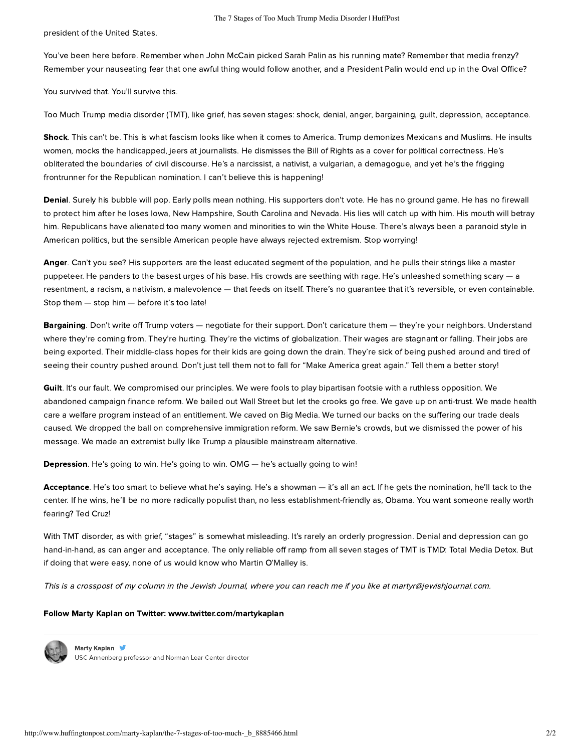president of the United States.

You've been here before. Remember when John McCain picked Sarah Palin as his running mate? Remember that media frenzy? Remember your nauseating fear that one awful thing would follow another, and a President Palin would end up in the Oval Office?

You survived that. You'll survive this.

Too Much Trump media disorder (TMT), like grief, has seven stages: shock, denial, anger, bargaining, guilt, depression, acceptance.

**Shock**. This can't be. This is what fascism looks like when it comes to America. Trump demonizes Mexicans and Muslims. He insults women, mocks the handicapped, jeers at journalists. He dismisses the Bill of Rights as a cover for political correctness. He's obliterated the boundaries of civil discourse. He's a narcissist, a nativist, a vulgarian, a demagogue, and yet he's the frigging frontrunner for the Republican nomination. I can't believe this is happening!

**Denial**. Surely his bubble will pop. Early polls mean nothing. His supporters don't vote. He has no ground game. He has no firewall to protect him after he loses Iowa, New Hampshire, South Carolina and Nevada. His lies will catch up with him. His mouth will betray him. Republicans have alienated too many women and minorities to win the White House. There's always been a paranoid style in American politics, but the sensible American people have always rejected extremism. Stop worrying!

**Anger**. Can't you see? His supporters are the least educated segment of the population, and he pulls their strings like a master puppeteer. He panders to the basest urges of his base. His crowds are seething with rage. He's unleashed something scary — a resentment, a racism, a nativism, a malevolence — that feeds on itself. There's no guarantee that it's reversible, or even containable. Stop them — stop him — before it's too late!

**Bargaining**. Don't write off Trump voters — negotiate for their support. Don't caricature them — they're your neighbors. Understand where they're coming from. They're hurting. They're the victims of globalization. Their wages are stagnant or falling. Their jobs are being exported. Their middle-class hopes for their kids are going down the drain. They're sick of being pushed around and tired of seeing their country pushed around. Don't just tell them not to fall for "Make America great again." Tell them a better story!

**Guilt**. It's our fault. We compromised our principles. We were fools to play bipartisan footsie with a ruthless opposition. We abandoned campaign finance reform. We bailed out Wall Street but let the crooks go free. We gave up on anti-trust. We made health care a welfare program instead of an entitlement. We caved on Big Media. We turned our backs on the suffering our trade deals caused. We dropped the ball on comprehensive immigration reform. We saw Bernie's crowds, but we dismissed the power of his message. We made an extremist bully like Trump a plausible mainstream alternative.

**Depression**. He's going to win. He's going to win. OMG — he's actually going to win!

**Acceptance**. He's too smart to believe what he's saying. He's a showman — it's all an act. If he gets the nomination, he'll tack to the center. If he wins, he'll be no more radically populist than, no less establishment-friendly as, Obama. You want someone really worth fearing? Ted Cruz!

With TMT disorder, as with grief, "stages" is somewhat misleading. It's rarely an orderly progression. Denial and depression can go hand-in-hand, as can anger and acceptance. The only reliable off ramp from all seven stages of TMT is TMD: Total Media Detox. But if doing that were easy, none of us would know who Martin O'Malley is.

*This is a crosspost of my column in the Jewish Journal, where you can reach me if you like at martyr@jewishjournal.com.*

**Follow Marty Kaplan on Twitter: www.twitter.com/martykaplan**

Marty Kaplan
USC Annenberg professor and Norman Lear Center director